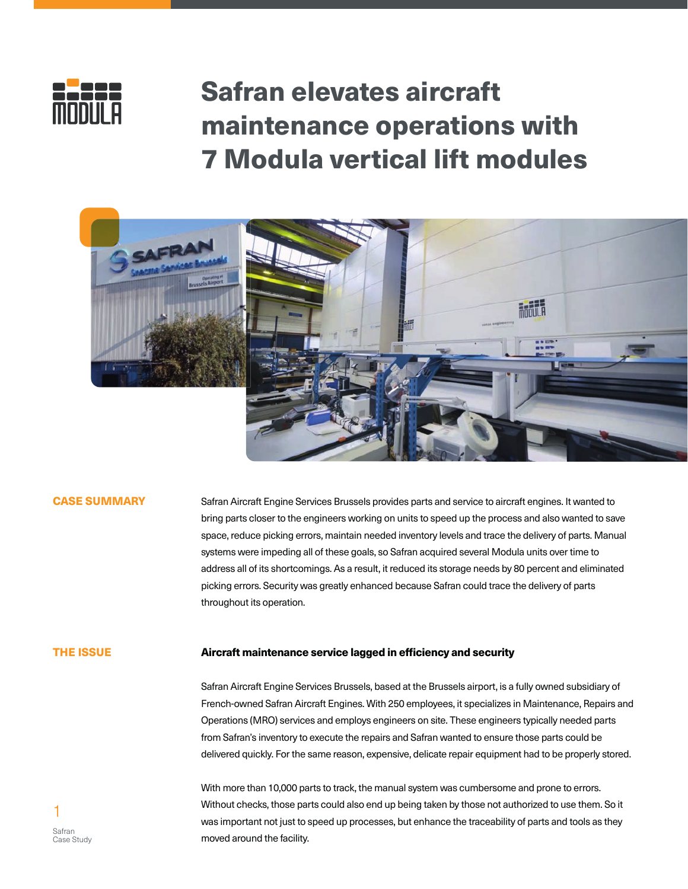# Safran elevates aircraft maintenance operations with 7 Modula vertical lift modules

## CASE SUMMARY

Safran Aircraft Engine Services Brussels provides parts and service to aircraft engines. It wanted to bring parts closer to the engineers working on units to speed up the process and also wanted to save space, reduce picking errors, maintain needed inventory levels and trace the delivery of parts. Manual systems were impeding all of these goals, so Safran acquired several Modula units over time to address all of its shortcomings. As a result, it reduced its storage needs by 80 percent and eliminated picking errors. Security was greatly enhanced because Safran could trace the delivery of parts throughout its operation.

## THE ISSUE

**Aircraft maintenance service lagged in efficiency and security**

Safran Aircraft Engine Services Brussels, based at the Brussels airport, is a fully owned subsidiary of French-owned Safran Aircraft Engines. With 250 employees, it specializes in Maintenance, Repairs and Operations (MRO) services and employs engineers on site. These engineers typically needed parts from Safran's inventory to execute the repairs and Safran wanted to ensure those parts could be delivered quickly. For the same reason, expensive, delicate repair equipment had to be properly stored.

With more than 10,000 parts to track, the manual system was cumbersome and prone to errors. Without checks, those parts could also end up being taken by those not authorized to use them. So it was important not just to speed up processes, but enhance the traceability of parts and tools as they moved around the facility.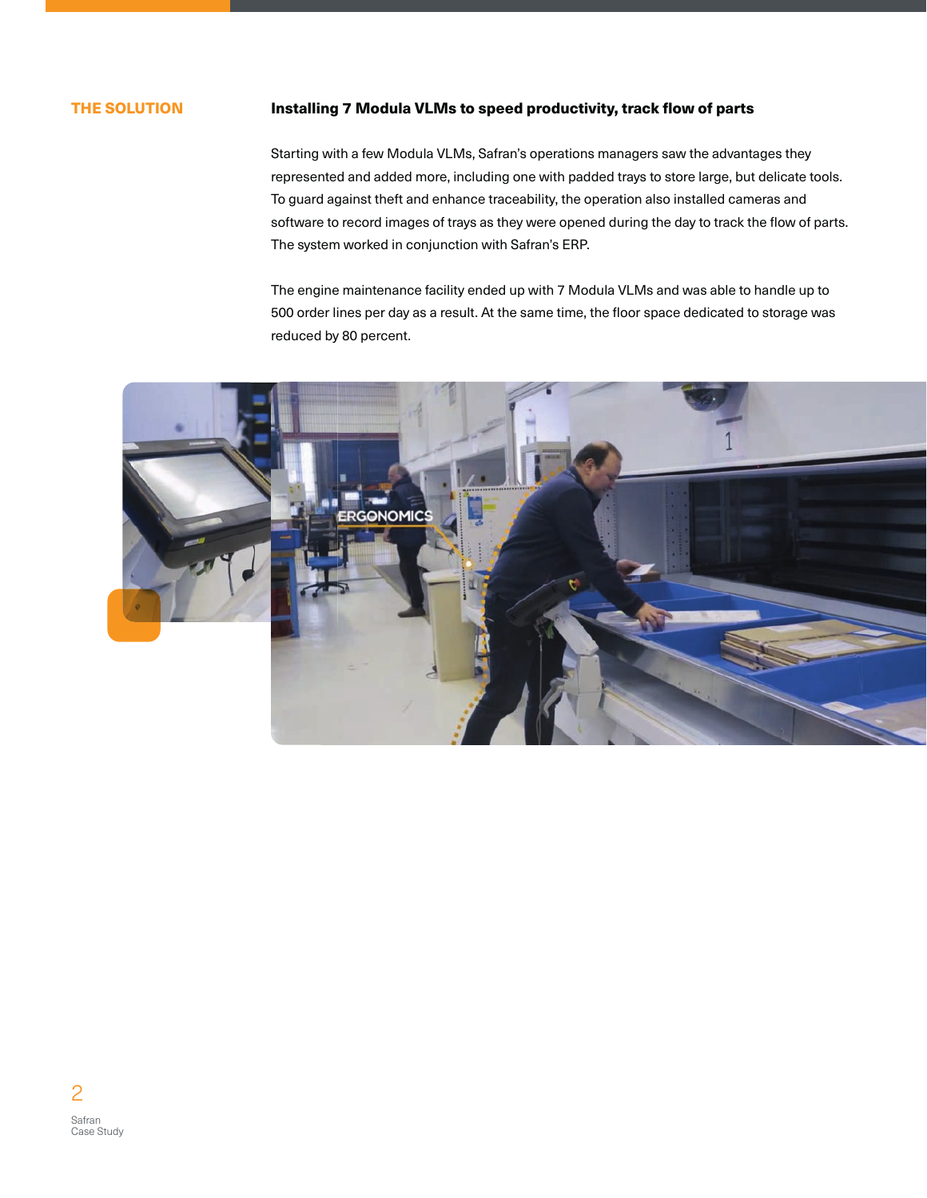## THE SOLUTION

### Installing 7 Modula VLMs to speed productivity, track flow of parts

Starting with a few Modula VLMs, Safran's operations managers saw the advantages they represented and added more, including one with padded trays to store large, but delicate tools. To guard against theft and enhance traceability, the operation also installed cameras and software to record images of trays as they were opened during the day to track the flow of parts. The system worked in conjunction with Safran's ERP.

The engine maintenance facility ended up with 7 Modula VLMs and was able to handle up to 500 order lines per day as a result. At the same time, the floor space dedicated to storage was reduced by 80 percent.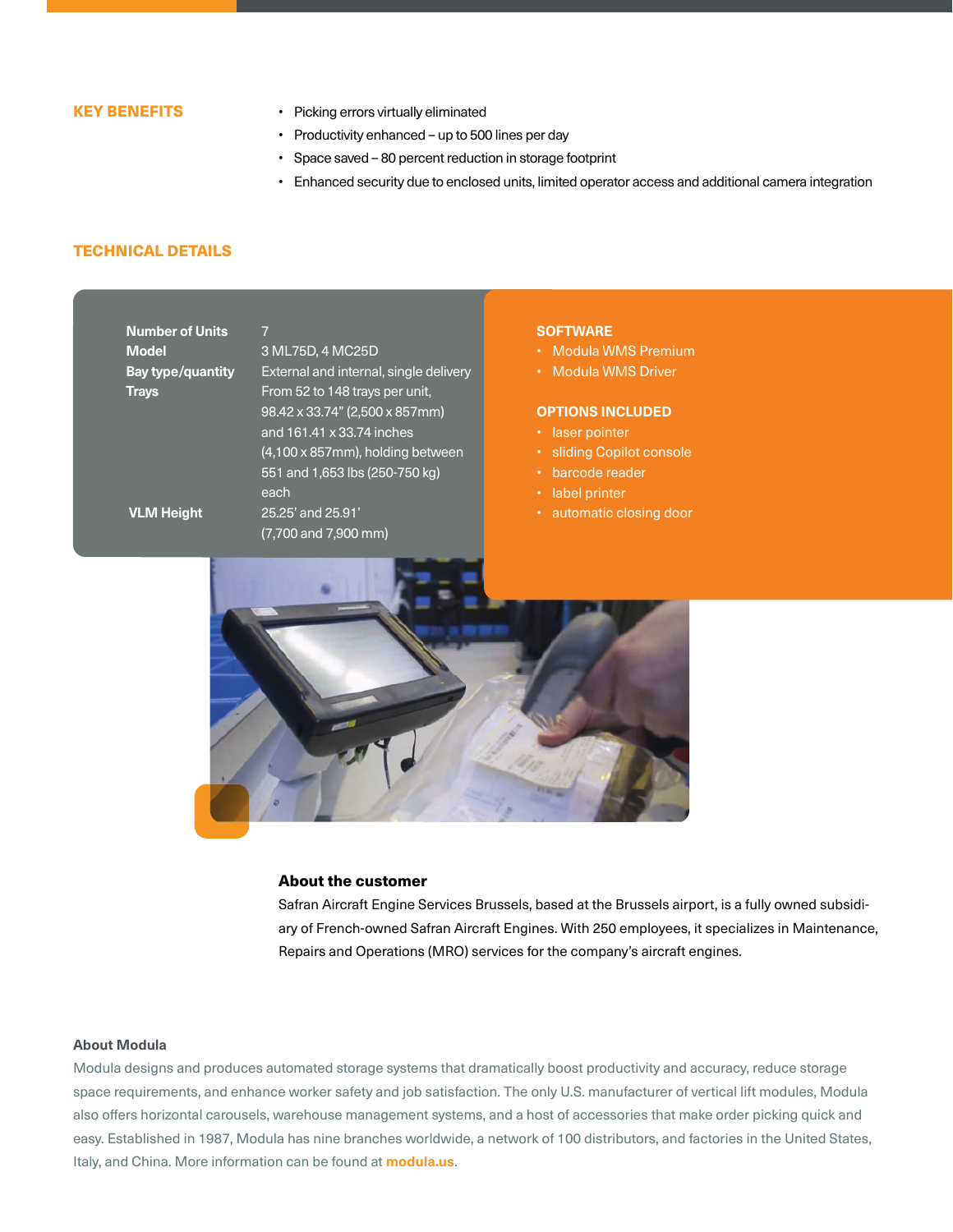## KEY BENEFITS

- Picking errors virtually eliminated
- Productivity enhanced – up to 500 lines per day
- Space saved – 80 percent reduction in storage footprint
- Enhanced security due to enclosed units, limited operator access and additional camera integration

## TECHNICAL DETAILS

| | |
|---|---|
| **Number of Units** | 7 |
| **Model** | 3 ML75D, 4 MC25D |
| **Bay type/quantity** | External and internal, single delivery |
| **Trays** | From 52 to 148 trays per unit, 98.42 x 33.74" (2,500 x 857mm) and 161.41 x 33.74 inches (4,100 x 857mm), holding between 551 and 1,653 lbs (250-750 kg) each |
| **VLM Height** | 25.25' and 25.91' (7,700 and 7,900 mm) |

**SOFTWARE**

- Modula WMS Premium
- Modula WMS Driver

**OPTIONS INCLUDED**

- laser pointer
- sliding Copilot console
- barcode reader
- label printer
- automatic closing door

### About the customer

Safran Aircraft Engine Services Brussels, based at the Brussels airport, is a fully owned subsidiary of French-owned Safran Aircraft Engines. With 250 employees, it specializes in Maintenance, Repairs and Operations (MRO) services for the company's aircraft engines.

### About Modula

Modula designs and produces automated storage systems that dramatically boost productivity and accuracy, reduce storage space requirements, and enhance worker safety and job satisfaction. The only U.S. manufacturer of vertical lift modules, Modula also offers horizontal carousels, warehouse management systems, and a host of accessories that make order picking quick and easy. Established in 1987, Modula has nine branches worldwide, a network of 100 distributors, and factories in the United States, Italy, and China. More information can be found at **modula.us**.